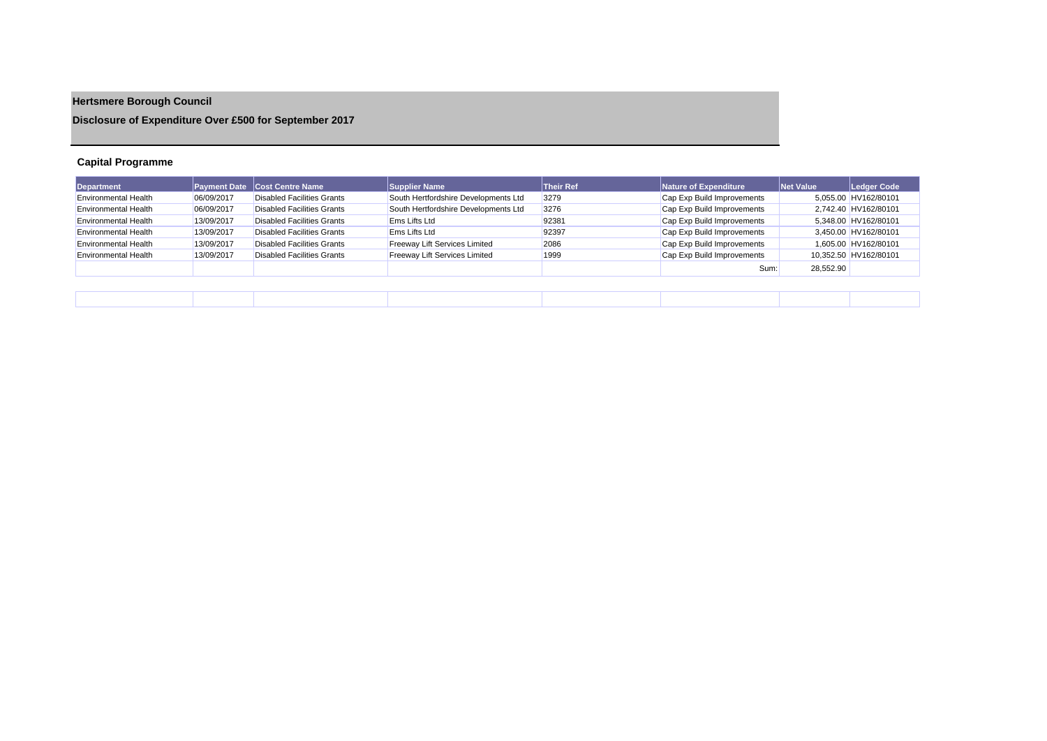**Hertsmere Borough Council**

**Disclosure of Expenditure Over £500 for September 2017**

### Capital Programme

| Department | Payment Date | Cost Centre Name | Supplier Name | Their Ref | Nature of Expenditure | Net Value | Ledger Code |
|---|---|---|---|---|---|---|---|
| Environmental Health | 06/09/2017 | Disabled Facilities Grants | South Hertfordshire Developments Ltd | 3279 | Cap Exp Build Improvements | 5,055.00 | HV162/80101 |
| Environmental Health | 06/09/2017 | Disabled Facilities Grants | South Hertfordshire Developments Ltd | 3276 | Cap Exp Build Improvements | 2,742.40 | HV162/80101 |
| Environmental Health | 13/09/2017 | Disabled Facilities Grants | Ems Lifts Ltd | 92381 | Cap Exp Build Improvements | 5,348.00 | HV162/80101 |
| Environmental Health | 13/09/2017 | Disabled Facilities Grants | Ems Lifts Ltd | 92397 | Cap Exp Build Improvements | 3,450.00 | HV162/80101 |
| Environmental Health | 13/09/2017 | Disabled Facilities Grants | Freeway Lift Services Limited | 2086 | Cap Exp Build Improvements | 1,605.00 | HV162/80101 |
| Environmental Health | 13/09/2017 | Disabled Facilities Grants | Freeway Lift Services Limited | 1999 | Cap Exp Build Improvements | 10,352.50 | HV162/80101 |
| | | | | | Sum: | 28,552.90 | |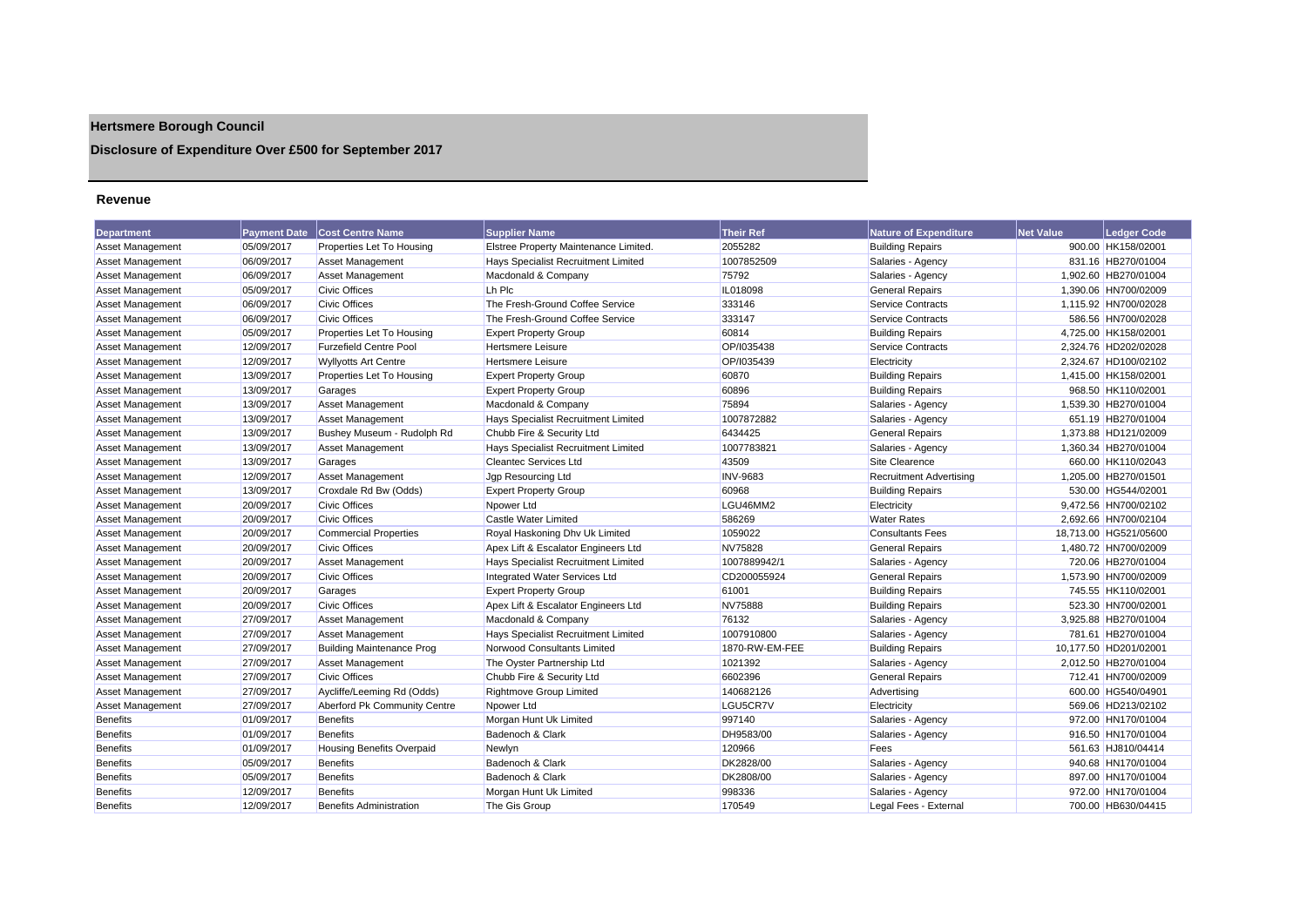# Hertsmere Borough Council

## Disclosure of Expenditure Over £500 for September 2017

### Revenue

| Department | Payment Date | Cost Centre Name | Supplier Name | Their Ref | Nature of Expenditure | Net Value | Ledger Code |
|---|---|---|---|---|---|---|---|
| Asset Management | 05/09/2017 | Properties Let To Housing | Elstree Property Maintenance Limited. | 2055282 | Building Repairs | 900.00 | HK158/02001 |
| Asset Management | 06/09/2017 | Asset Management | Hays Specialist Recruitment Limited | 1007852509 | Salaries - Agency | 831.16 | HB270/01004 |
| Asset Management | 06/09/2017 | Asset Management | Macdonald & Company | 75792 | Salaries - Agency | 1,902.60 | HB270/01004 |
| Asset Management | 05/09/2017 | Civic Offices | Lh Plc | IL018098 | General Repairs | 1,390.06 | HN700/02009 |
| Asset Management | 06/09/2017 | Civic Offices | The Fresh-Ground Coffee Service | 333146 | Service Contracts | 1,115.92 | HN700/02028 |
| Asset Management | 06/09/2017 | Civic Offices | The Fresh-Ground Coffee Service | 333147 | Service Contracts | 586.56 | HN700/02028 |
| Asset Management | 05/09/2017 | Properties Let To Housing | Expert Property Group | 60814 | Building Repairs | 4,725.00 | HK158/02001 |
| Asset Management | 12/09/2017 | Furzefield Centre Pool | Hertsmere Leisure | OP/I035438 | Service Contracts | 2,324.76 | HD202/02028 |
| Asset Management | 12/09/2017 | Wyllyotts Art Centre | Hertsmere Leisure | OP/I035439 | Electricity | 2,324.67 | HD100/02102 |
| Asset Management | 13/09/2017 | Properties Let To Housing | Expert Property Group | 60870 | Building Repairs | 1,415.00 | HK158/02001 |
| Asset Management | 13/09/2017 | Garages | Expert Property Group | 60896 | Building Repairs | 968.50 | HK110/02001 |
| Asset Management | 13/09/2017 | Asset Management | Macdonald & Company | 75894 | Salaries - Agency | 1,539.30 | HB270/01004 |
| Asset Management | 13/09/2017 | Asset Management | Hays Specialist Recruitment Limited | 1007872882 | Salaries - Agency | 651.19 | HB270/01004 |
| Asset Management | 13/09/2017 | Bushey Museum - Rudolph Rd | Chubb Fire & Security Ltd | 6434425 | General Repairs | 1,373.88 | HD121/02009 |
| Asset Management | 13/09/2017 | Asset Management | Hays Specialist Recruitment Limited | 1007783821 | Salaries - Agency | 1,360.34 | HB270/01004 |
| Asset Management | 13/09/2017 | Garages | Cleantec Services Ltd | 43509 | Site Clearence | 660.00 | HK110/02043 |
| Asset Management | 12/09/2017 | Asset Management | Jgp Resourcing Ltd | INV-9683 | Recruitment Advertising | 1,205.00 | HB270/01501 |
| Asset Management | 13/09/2017 | Croxdale Rd Bw (Odds) | Expert Property Group | 60968 | Building Repairs | 530.00 | HG544/02001 |
| Asset Management | 20/09/2017 | Civic Offices | Npower Ltd | LGU46MM2 | Electricity | 9,472.56 | HN700/02102 |
| Asset Management | 20/09/2017 | Civic Offices | Castle Water Limited | 586269 | Water Rates | 2,692.66 | HN700/02104 |
| Asset Management | 20/09/2017 | Commercial Properties | Royal Haskoning Dhv Uk Limited | 1059022 | Consultants Fees | 18,713.00 | HG521/05600 |
| Asset Management | 20/09/2017 | Civic Offices | Apex Lift & Escalator Engineers Ltd | NV75828 | General Repairs | 1,480.72 | HN700/02009 |
| Asset Management | 20/09/2017 | Asset Management | Hays Specialist Recruitment Limited | 1007889942/1 | Salaries - Agency | 720.06 | HB270/01004 |
| Asset Management | 20/09/2017 | Civic Offices | Integrated Water Services Ltd | CD200055924 | General Repairs | 1,573.90 | HN700/02009 |
| Asset Management | 20/09/2017 | Garages | Expert Property Group | 61001 | Building Repairs | 745.55 | HK110/02001 |
| Asset Management | 20/09/2017 | Civic Offices | Apex Lift & Escalator Engineers Ltd | NV75888 | Building Repairs | 523.30 | HN700/02001 |
| Asset Management | 27/09/2017 | Asset Management | Macdonald & Company | 76132 | Salaries - Agency | 3,925.88 | HB270/01004 |
| Asset Management | 27/09/2017 | Asset Management | Hays Specialist Recruitment Limited | 1007910800 | Salaries - Agency | 781.61 | HB270/01004 |
| Asset Management | 27/09/2017 | Building Maintenance Prog | Norwood Consultants Limited | 1870-RW-EM-FEE | Building Repairs | 10,177.50 | HD201/02001 |
| Asset Management | 27/09/2017 | Asset Management | The Oyster Partnership Ltd | 1021392 | Salaries - Agency | 2,012.50 | HB270/01004 |
| Asset Management | 27/09/2017 | Civic Offices | Chubb Fire & Security Ltd | 6602396 | General Repairs | 712.41 | HN700/02009 |
| Asset Management | 27/09/2017 | Aycliffe/Leeming Rd (Odds) | Rightmove Group Limited | 140682126 | Advertising | 600.00 | HG540/04901 |
| Asset Management | 27/09/2017 | Aberford Pk Community Centre | Npower Ltd | LGU5CR7V | Electricity | 569.06 | HD213/02102 |
| Benefits | 01/09/2017 | Benefits | Morgan Hunt Uk Limited | 997140 | Salaries - Agency | 972.00 | HN170/01004 |
| Benefits | 01/09/2017 | Benefits | Badenoch & Clark | DH9583/00 | Salaries - Agency | 916.50 | HN170/01004 |
| Benefits | 01/09/2017 | Housing Benefits Overpaid | Newlyn | 120966 | Fees | 561.63 | HJ810/04414 |
| Benefits | 05/09/2017 | Benefits | Badenoch & Clark | DK2828/00 | Salaries - Agency | 940.68 | HN170/01004 |
| Benefits | 05/09/2017 | Benefits | Badenoch & Clark | DK2808/00 | Salaries - Agency | 897.00 | HN170/01004 |
| Benefits | 12/09/2017 | Benefits | Morgan Hunt Uk Limited | 998336 | Salaries - Agency | 972.00 | HN170/01004 |
| Benefits | 12/09/2017 | Benefits Administration | The Gis Group | 170549 | Legal Fees - External | 700.00 | HB630/04415 |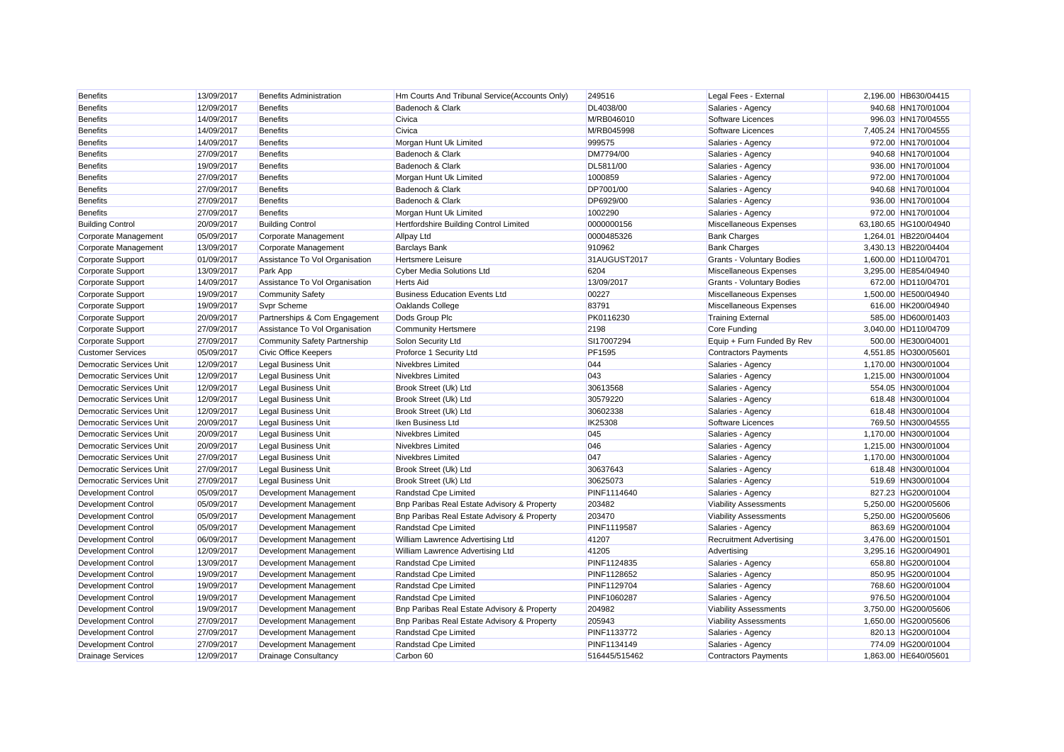| | | | | | | | |
|---|---|---|---|---|---|---|---|
| Benefits | 13/09/2017 | Benefits Administration | Hm Courts And Tribunal Service(Accounts Only) | 249516 | Legal Fees - External | 2,196.00 | HB630/04415 |
| Benefits | 12/09/2017 | Benefits | Badenoch & Clark | DL4038/00 | Salaries - Agency | 940.68 | HN170/01004 |
| Benefits | 14/09/2017 | Benefits | Civica | M/RB046010 | Software Licences | 996.03 | HN170/04555 |
| Benefits | 14/09/2017 | Benefits | Civica | M/RB045998 | Software Licences | 7,405.24 | HN170/04555 |
| Benefits | 14/09/2017 | Benefits | Morgan Hunt Uk Limited | 999575 | Salaries - Agency | 972.00 | HN170/01004 |
| Benefits | 27/09/2017 | Benefits | Badenoch & Clark | DM7794/00 | Salaries - Agency | 940.68 | HN170/01004 |
| Benefits | 19/09/2017 | Benefits | Badenoch & Clark | DL5811/00 | Salaries - Agency | 936.00 | HN170/01004 |
| Benefits | 27/09/2017 | Benefits | Morgan Hunt Uk Limited | 1000859 | Salaries - Agency | 972.00 | HN170/01004 |
| Benefits | 27/09/2017 | Benefits | Badenoch & Clark | DP7001/00 | Salaries - Agency | 940.68 | HN170/01004 |
| Benefits | 27/09/2017 | Benefits | Badenoch & Clark | DP6929/00 | Salaries - Agency | 936.00 | HN170/01004 |
| Benefits | 27/09/2017 | Benefits | Morgan Hunt Uk Limited | 1002290 | Salaries - Agency | 972.00 | HN170/01004 |
| Building Control | 20/09/2017 | Building Control | Hertfordshire Building Control Limited | 0000000156 | Miscellaneous Expenses | 63,180.65 | HG100/04940 |
| Corporate Management | 05/09/2017 | Corporate Management | Allpay Ltd | 0000485326 | Bank Charges | 1,264.01 | HB220/04404 |
| Corporate Management | 13/09/2017 | Corporate Management | Barclays Bank | 910962 | Bank Charges | 3,430.13 | HB220/04404 |
| Corporate Support | 01/09/2017 | Assistance To Vol Organisation | Hertsmere Leisure | 31AUGUST2017 | Grants - Voluntary Bodies | 1,600.00 | HD110/04701 |
| Corporate Support | 13/09/2017 | Park App | Cyber Media Solutions Ltd | 6204 | Miscellaneous Expenses | 3,295.00 | HE854/04940 |
| Corporate Support | 14/09/2017 | Assistance To Vol Organisation | Herts Aid | 13/09/2017 | Grants - Voluntary Bodies | 672.00 | HD110/04701 |
| Corporate Support | 19/09/2017 | Community Safety | Business Education Events Ltd | 00227 | Miscellaneous Expenses | 1,500.00 | HE500/04940 |
| Corporate Support | 19/09/2017 | Svpr Scheme | Oaklands College | 83791 | Miscellaneous Expenses | 616.00 | HK200/04940 |
| Corporate Support | 20/09/2017 | Partnerships & Com Engagement | Dods Group Plc | PK0116230 | Training External | 585.00 | HD600/01403 |
| Corporate Support | 27/09/2017 | Assistance To Vol Organisation | Community Hertsmere | 2198 | Core Funding | 3,040.00 | HD110/04709 |
| Corporate Support | 27/09/2017 | Community Safety Partnership | Solon Security Ltd | SI17007294 | Equip + Furn Funded By Rev | 500.00 | HE300/04001 |
| Customer Services | 05/09/2017 | Civic Office Keepers | Proforce 1 Security Ltd | PF1595 | Contractors Payments | 4,551.85 | HO300/05601 |
| Democratic Services Unit | 12/09/2017 | Legal Business Unit | Nivekbres Limited | 044 | Salaries - Agency | 1,170.00 | HN300/01004 |
| Democratic Services Unit | 12/09/2017 | Legal Business Unit | Nivekbres Limited | 043 | Salaries - Agency | 1,215.00 | HN300/01004 |
| Democratic Services Unit | 12/09/2017 | Legal Business Unit | Brook Street (Uk) Ltd | 30613568 | Salaries - Agency | 554.05 | HN300/01004 |
| Democratic Services Unit | 12/09/2017 | Legal Business Unit | Brook Street (Uk) Ltd | 30579220 | Salaries - Agency | 618.48 | HN300/01004 |
| Democratic Services Unit | 12/09/2017 | Legal Business Unit | Brook Street (Uk) Ltd | 30602338 | Salaries - Agency | 618.48 | HN300/01004 |
| Democratic Services Unit | 20/09/2017 | Legal Business Unit | Iken Business Ltd | IK25308 | Software Licences | 769.50 | HN300/04555 |
| Democratic Services Unit | 20/09/2017 | Legal Business Unit | Nivekbres Limited | 045 | Salaries - Agency | 1,170.00 | HN300/01004 |
| Democratic Services Unit | 20/09/2017 | Legal Business Unit | Nivekbres Limited | 046 | Salaries - Agency | 1,215.00 | HN300/01004 |
| Democratic Services Unit | 27/09/2017 | Legal Business Unit | Nivekbres Limited | 047 | Salaries - Agency | 1,170.00 | HN300/01004 |
| Democratic Services Unit | 27/09/2017 | Legal Business Unit | Brook Street (Uk) Ltd | 30637643 | Salaries - Agency | 618.48 | HN300/01004 |
| Democratic Services Unit | 27/09/2017 | Legal Business Unit | Brook Street (Uk) Ltd | 30625073 | Salaries - Agency | 519.69 | HN300/01004 |
| Development Control | 05/09/2017 | Development Management | Randstad Cpe Limited | PINF1114640 | Salaries - Agency | 827.23 | HG200/01004 |
| Development Control | 05/09/2017 | Development Management | Bnp Paribas Real Estate Advisory & Property | 203482 | Viability Assessments | 5,250.00 | HG200/05606 |
| Development Control | 05/09/2017 | Development Management | Bnp Paribas Real Estate Advisory & Property | 203470 | Viability Assessments | 5,250.00 | HG200/05606 |
| Development Control | 05/09/2017 | Development Management | Randstad Cpe Limited | PINF1119587 | Salaries - Agency | 863.69 | HG200/01004 |
| Development Control | 06/09/2017 | Development Management | William Lawrence Advertising Ltd | 41207 | Recruitment Advertising | 3,476.00 | HG200/01501 |
| Development Control | 12/09/2017 | Development Management | William Lawrence Advertising Ltd | 41205 | Advertising | 3,295.16 | HG200/04901 |
| Development Control | 13/09/2017 | Development Management | Randstad Cpe Limited | PINF1124835 | Salaries - Agency | 658.80 | HG200/01004 |
| Development Control | 19/09/2017 | Development Management | Randstad Cpe Limited | PINF1128652 | Salaries - Agency | 850.95 | HG200/01004 |
| Development Control | 19/09/2017 | Development Management | Randstad Cpe Limited | PINF1129704 | Salaries - Agency | 768.60 | HG200/01004 |
| Development Control | 19/09/2017 | Development Management | Randstad Cpe Limited | PINF1060287 | Salaries - Agency | 976.50 | HG200/01004 |
| Development Control | 19/09/2017 | Development Management | Bnp Paribas Real Estate Advisory & Property | 204982 | Viability Assessments | 3,750.00 | HG200/05606 |
| Development Control | 27/09/2017 | Development Management | Bnp Paribas Real Estate Advisory & Property | 205943 | Viability Assessments | 1,650.00 | HG200/05606 |
| Development Control | 27/09/2017 | Development Management | Randstad Cpe Limited | PINF1133772 | Salaries - Agency | 820.13 | HG200/01004 |
| Development Control | 27/09/2017 | Development Management | Randstad Cpe Limited | PINF1134149 | Salaries - Agency | 774.09 | HG200/01004 |
| Drainage Services | 12/09/2017 | Drainage Consultancy | Carbon 60 | 516445/515462 | Contractors Payments | 1,863.00 | HE640/05601 |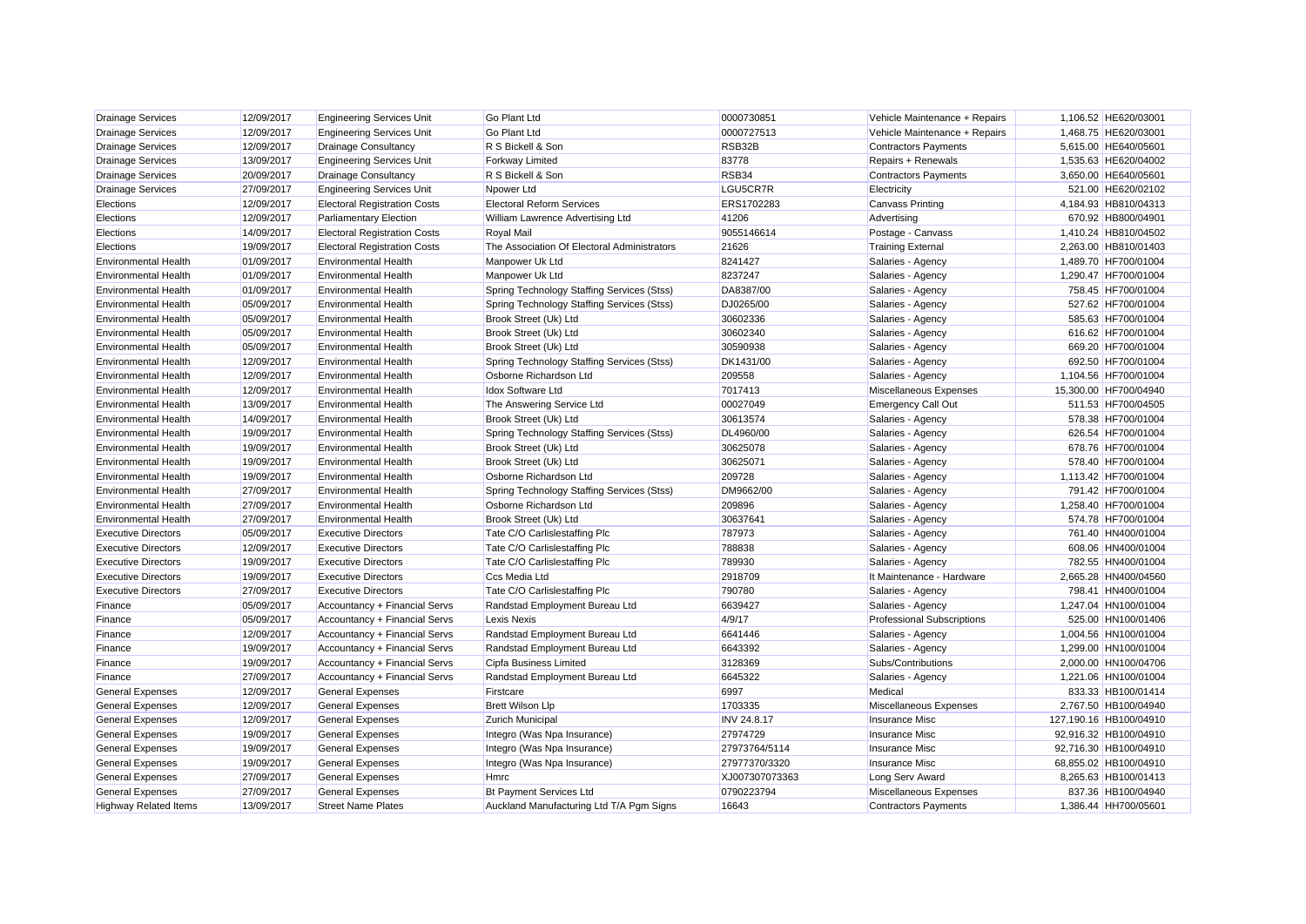| | | | | | | | |
|---|---|---|---|---|---|---|---|
| Drainage Services | 12/09/2017 | Engineering Services Unit | Go Plant Ltd | 0000730851 | Vehicle Maintenance + Repairs | 1,106.52 | HE620/03001 |
| Drainage Services | 12/09/2017 | Engineering Services Unit | Go Plant Ltd | 0000727513 | Vehicle Maintenance + Repairs | 1,468.75 | HE620/03001 |
| Drainage Services | 12/09/2017 | Drainage Consultancy | R S Bickell & Son | RSB32B | Contractors Payments | 5,615.00 | HE640/05601 |
| Drainage Services | 13/09/2017 | Engineering Services Unit | Forkway Limited | 83778 | Repairs + Renewals | 1,535.63 | HE620/04002 |
| Drainage Services | 20/09/2017 | Drainage Consultancy | R S Bickell & Son | RSB34 | Contractors Payments | 3,650.00 | HE640/05601 |
| Drainage Services | 27/09/2017 | Engineering Services Unit | Npower Ltd | LGU5CR7R | Electricity | 521.00 | HE620/02102 |
| Elections | 12/09/2017 | Electoral Registration Costs | Electoral Reform Services | ERS1702283 | Canvass Printing | 4,184.93 | HB810/04313 |
| Elections | 12/09/2017 | Parliamentary Election | William Lawrence Advertising Ltd | 41206 | Advertising | 670.92 | HB800/04901 |
| Elections | 14/09/2017 | Electoral Registration Costs | Royal Mail | 9055146614 | Postage - Canvass | 1,410.24 | HB810/04502 |
| Elections | 19/09/2017 | Electoral Registration Costs | The Association Of Electoral Administrators | 21626 | Training External | 2,263.00 | HB810/01403 |
| Environmental Health | 01/09/2017 | Environmental Health | Manpower Uk Ltd | 8241427 | Salaries - Agency | 1,489.70 | HF700/01004 |
| Environmental Health | 01/09/2017 | Environmental Health | Manpower Uk Ltd | 8237247 | Salaries - Agency | 1,290.47 | HF700/01004 |
| Environmental Health | 01/09/2017 | Environmental Health | Spring Technology Staffing Services (Stss) | DA8387/00 | Salaries - Agency | 758.45 | HF700/01004 |
| Environmental Health | 05/09/2017 | Environmental Health | Spring Technology Staffing Services (Stss) | DJ0265/00 | Salaries - Agency | 527.62 | HF700/01004 |
| Environmental Health | 05/09/2017 | Environmental Health | Brook Street (Uk) Ltd | 30602336 | Salaries - Agency | 585.63 | HF700/01004 |
| Environmental Health | 05/09/2017 | Environmental Health | Brook Street (Uk) Ltd | 30602340 | Salaries - Agency | 616.62 | HF700/01004 |
| Environmental Health | 05/09/2017 | Environmental Health | Brook Street (Uk) Ltd | 30590938 | Salaries - Agency | 669.20 | HF700/01004 |
| Environmental Health | 12/09/2017 | Environmental Health | Spring Technology Staffing Services (Stss) | DK1431/00 | Salaries - Agency | 692.50 | HF700/01004 |
| Environmental Health | 12/09/2017 | Environmental Health | Osborne Richardson Ltd | 209558 | Salaries - Agency | 1,104.56 | HF700/01004 |
| Environmental Health | 12/09/2017 | Environmental Health | Idox Software Ltd | 7017413 | Miscellaneous Expenses | 15,300.00 | HF700/04940 |
| Environmental Health | 13/09/2017 | Environmental Health | The Answering Service Ltd | 00027049 | Emergency Call Out | 511.53 | HF700/04505 |
| Environmental Health | 14/09/2017 | Environmental Health | Brook Street (Uk) Ltd | 30613574 | Salaries - Agency | 578.38 | HF700/01004 |
| Environmental Health | 19/09/2017 | Environmental Health | Spring Technology Staffing Services (Stss) | DL4960/00 | Salaries - Agency | 626.54 | HF700/01004 |
| Environmental Health | 19/09/2017 | Environmental Health | Brook Street (Uk) Ltd | 30625078 | Salaries - Agency | 678.76 | HF700/01004 |
| Environmental Health | 19/09/2017 | Environmental Health | Brook Street (Uk) Ltd | 30625071 | Salaries - Agency | 578.40 | HF700/01004 |
| Environmental Health | 19/09/2017 | Environmental Health | Osborne Richardson Ltd | 209728 | Salaries - Agency | 1,113.42 | HF700/01004 |
| Environmental Health | 27/09/2017 | Environmental Health | Spring Technology Staffing Services (Stss) | DM9662/00 | Salaries - Agency | 791.42 | HF700/01004 |
| Environmental Health | 27/09/2017 | Environmental Health | Osborne Richardson Ltd | 209896 | Salaries - Agency | 1,258.40 | HF700/01004 |
| Environmental Health | 27/09/2017 | Environmental Health | Brook Street (Uk) Ltd | 30637641 | Salaries - Agency | 574.78 | HF700/01004 |
| Executive Directors | 05/09/2017 | Executive Directors | Tate C/O Carlislestaffing Plc | 787973 | Salaries - Agency | 761.40 | HN400/01004 |
| Executive Directors | 12/09/2017 | Executive Directors | Tate C/O Carlislestaffing Plc | 788838 | Salaries - Agency | 608.06 | HN400/01004 |
| Executive Directors | 19/09/2017 | Executive Directors | Tate C/O Carlislestaffing Plc | 789930 | Salaries - Agency | 782.55 | HN400/01004 |
| Executive Directors | 19/09/2017 | Executive Directors | Ccs Media Ltd | 2918709 | It Maintenance - Hardware | 2,665.28 | HN400/04560 |
| Executive Directors | 27/09/2017 | Executive Directors | Tate C/O Carlislestaffing Plc | 790780 | Salaries - Agency | 798.41 | HN400/01004 |
| Finance | 05/09/2017 | Accountancy + Financial Servs | Randstad Employment Bureau Ltd | 6639427 | Salaries - Agency | 1,247.04 | HN100/01004 |
| Finance | 05/09/2017 | Accountancy + Financial Servs | Lexis Nexis | 4/9/17 | Professional Subscriptions | 525.00 | HN100/01406 |
| Finance | 12/09/2017 | Accountancy + Financial Servs | Randstad Employment Bureau Ltd | 6641446 | Salaries - Agency | 1,004.56 | HN100/01004 |
| Finance | 19/09/2017 | Accountancy + Financial Servs | Randstad Employment Bureau Ltd | 6643392 | Salaries - Agency | 1,299.00 | HN100/01004 |
| Finance | 19/09/2017 | Accountancy + Financial Servs | Cipfa Business Limited | 3128369 | Subs/Contributions | 2,000.00 | HN100/04706 |
| Finance | 27/09/2017 | Accountancy + Financial Servs | Randstad Employment Bureau Ltd | 6645322 | Salaries - Agency | 1,221.06 | HN100/01004 |
| General Expenses | 12/09/2017 | General Expenses | Firstcare | 6997 | Medical | 833.33 | HB100/01414 |
| General Expenses | 12/09/2017 | General Expenses | Brett Wilson Llp | 1703335 | Miscellaneous Expenses | 2,767.50 | HB100/04940 |
| General Expenses | 12/09/2017 | General Expenses | Zurich Municipal | INV 24.8.17 | Insurance Misc | 127,190.16 | HB100/04910 |
| General Expenses | 19/09/2017 | General Expenses | Integro (Was Npa Insurance) | 27974729 | Insurance Misc | 92,916.32 | HB100/04910 |
| General Expenses | 19/09/2017 | General Expenses | Integro (Was Npa Insurance) | 27973764/5114 | Insurance Misc | 92,716.30 | HB100/04910 |
| General Expenses | 19/09/2017 | General Expenses | Integro (Was Npa Insurance) | 27977370/3320 | Insurance Misc | 68,855.02 | HB100/04910 |
| General Expenses | 27/09/2017 | General Expenses | Hmrc | XJ007307073363 | Long Serv Award | 8,265.63 | HB100/01413 |
| General Expenses | 27/09/2017 | General Expenses | Bt Payment Services Ltd | 0790223794 | Miscellaneous Expenses | 837.36 | HB100/04940 |
| Highway Related Items | 13/09/2017 | Street Name Plates | Auckland Manufacturing Ltd T/A Pgm Signs | 16643 | Contractors Payments | 1,386.44 | HH700/05601 |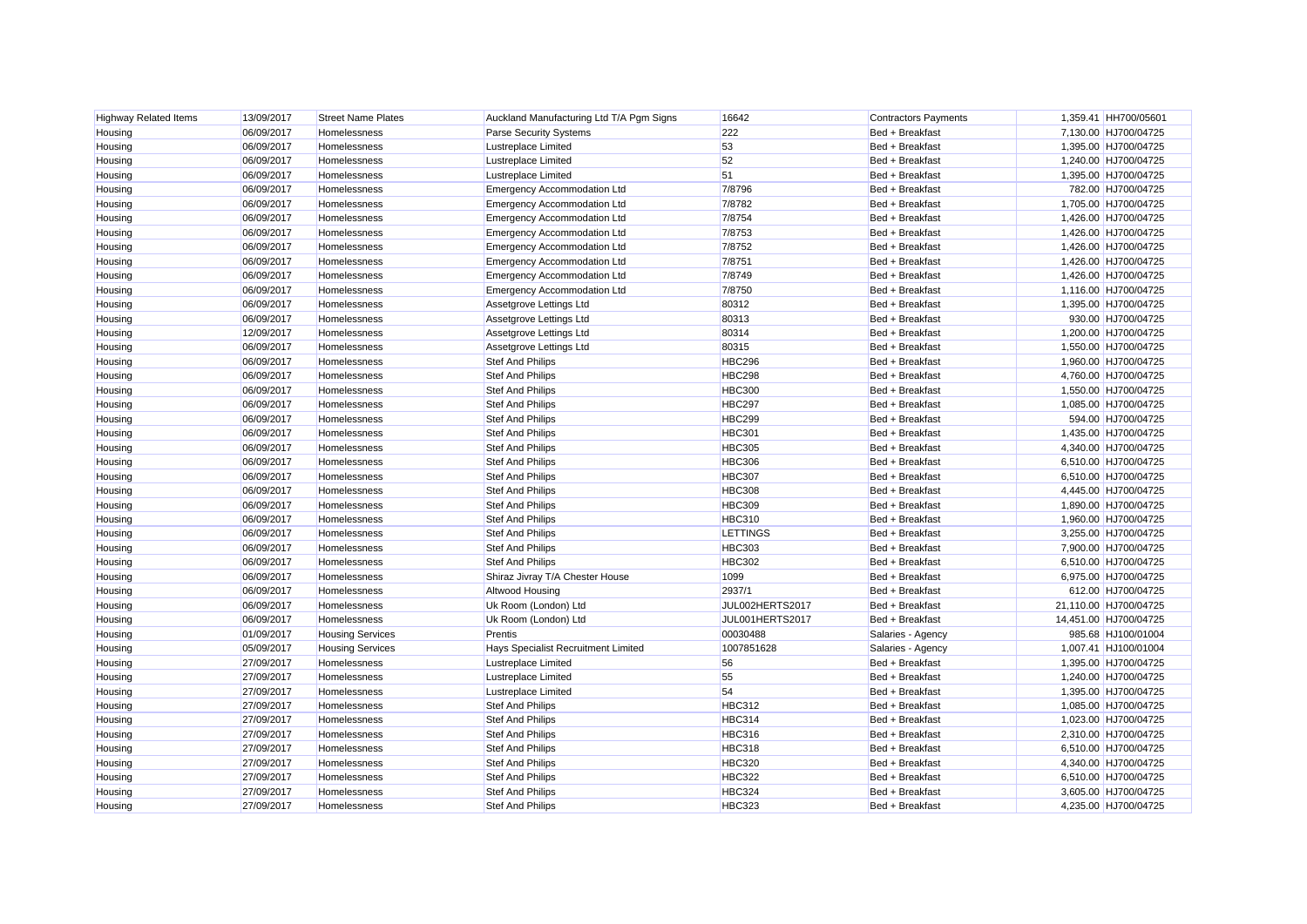| | | | | | | | |
|---|---|---|---|---|---|---|---|
| Highway Related Items | 13/09/2017 | Street Name Plates | Auckland Manufacturing Ltd T/A Pgm Signs | 16642 | Contractors Payments | 1,359.41 | HH700/05601 |
| Housing | 06/09/2017 | Homelessness | Parse Security Systems | 222 | Bed + Breakfast | 7,130.00 | HJ700/04725 |
| Housing | 06/09/2017 | Homelessness | Lustreplace Limited | 53 | Bed + Breakfast | 1,395.00 | HJ700/04725 |
| Housing | 06/09/2017 | Homelessness | Lustreplace Limited | 52 | Bed + Breakfast | 1,240.00 | HJ700/04725 |
| Housing | 06/09/2017 | Homelessness | Lustreplace Limited | 51 | Bed + Breakfast | 1,395.00 | HJ700/04725 |
| Housing | 06/09/2017 | Homelessness | Emergency Accommodation Ltd | 7/8796 | Bed + Breakfast | 782.00 | HJ700/04725 |
| Housing | 06/09/2017 | Homelessness | Emergency Accommodation Ltd | 7/8782 | Bed + Breakfast | 1,705.00 | HJ700/04725 |
| Housing | 06/09/2017 | Homelessness | Emergency Accommodation Ltd | 7/8754 | Bed + Breakfast | 1,426.00 | HJ700/04725 |
| Housing | 06/09/2017 | Homelessness | Emergency Accommodation Ltd | 7/8753 | Bed + Breakfast | 1,426.00 | HJ700/04725 |
| Housing | 06/09/2017 | Homelessness | Emergency Accommodation Ltd | 7/8752 | Bed + Breakfast | 1,426.00 | HJ700/04725 |
| Housing | 06/09/2017 | Homelessness | Emergency Accommodation Ltd | 7/8751 | Bed + Breakfast | 1,426.00 | HJ700/04725 |
| Housing | 06/09/2017 | Homelessness | Emergency Accommodation Ltd | 7/8749 | Bed + Breakfast | 1,426.00 | HJ700/04725 |
| Housing | 06/09/2017 | Homelessness | Emergency Accommodation Ltd | 7/8750 | Bed + Breakfast | 1,116.00 | HJ700/04725 |
| Housing | 06/09/2017 | Homelessness | Assetgrove Lettings Ltd | 80312 | Bed + Breakfast | 1,395.00 | HJ700/04725 |
| Housing | 06/09/2017 | Homelessness | Assetgrove Lettings Ltd | 80313 | Bed + Breakfast | 930.00 | HJ700/04725 |
| Housing | 12/09/2017 | Homelessness | Assetgrove Lettings Ltd | 80314 | Bed + Breakfast | 1,200.00 | HJ700/04725 |
| Housing | 06/09/2017 | Homelessness | Assetgrove Lettings Ltd | 80315 | Bed + Breakfast | 1,550.00 | HJ700/04725 |
| Housing | 06/09/2017 | Homelessness | Stef And Philips | HBC296 | Bed + Breakfast | 1,960.00 | HJ700/04725 |
| Housing | 06/09/2017 | Homelessness | Stef And Philips | HBC298 | Bed + Breakfast | 4,760.00 | HJ700/04725 |
| Housing | 06/09/2017 | Homelessness | Stef And Philips | HBC300 | Bed + Breakfast | 1,550.00 | HJ700/04725 |
| Housing | 06/09/2017 | Homelessness | Stef And Philips | HBC297 | Bed + Breakfast | 1,085.00 | HJ700/04725 |
| Housing | 06/09/2017 | Homelessness | Stef And Philips | HBC299 | Bed + Breakfast | 594.00 | HJ700/04725 |
| Housing | 06/09/2017 | Homelessness | Stef And Philips | HBC301 | Bed + Breakfast | 1,435.00 | HJ700/04725 |
| Housing | 06/09/2017 | Homelessness | Stef And Philips | HBC305 | Bed + Breakfast | 4,340.00 | HJ700/04725 |
| Housing | 06/09/2017 | Homelessness | Stef And Philips | HBC306 | Bed + Breakfast | 6,510.00 | HJ700/04725 |
| Housing | 06/09/2017 | Homelessness | Stef And Philips | HBC307 | Bed + Breakfast | 6,510.00 | HJ700/04725 |
| Housing | 06/09/2017 | Homelessness | Stef And Philips | HBC308 | Bed + Breakfast | 4,445.00 | HJ700/04725 |
| Housing | 06/09/2017 | Homelessness | Stef And Philips | HBC309 | Bed + Breakfast | 1,890.00 | HJ700/04725 |
| Housing | 06/09/2017 | Homelessness | Stef And Philips | HBC310 | Bed + Breakfast | 1,960.00 | HJ700/04725 |
| Housing | 06/09/2017 | Homelessness | Stef And Philips | LETTINGS | Bed + Breakfast | 3,255.00 | HJ700/04725 |
| Housing | 06/09/2017 | Homelessness | Stef And Philips | HBC303 | Bed + Breakfast | 7,900.00 | HJ700/04725 |
| Housing | 06/09/2017 | Homelessness | Stef And Philips | HBC302 | Bed + Breakfast | 6,510.00 | HJ700/04725 |
| Housing | 06/09/2017 | Homelessness | Shiraz Jivray T/A Chester House | 1099 | Bed + Breakfast | 6,975.00 | HJ700/04725 |
| Housing | 06/09/2017 | Homelessness | Altwood Housing | 2937/1 | Bed + Breakfast | 612.00 | HJ700/04725 |
| Housing | 06/09/2017 | Homelessness | Uk Room (London) Ltd | JUL002HERTS2017 | Bed + Breakfast | 21,110.00 | HJ700/04725 |
| Housing | 06/09/2017 | Homelessness | Uk Room (London) Ltd | JUL001HERTS2017 | Bed + Breakfast | 14,451.00 | HJ700/04725 |
| Housing | 01/09/2017 | Housing Services | Prentis | 00030488 | Salaries - Agency | 985.68 | HJ100/01004 |
| Housing | 05/09/2017 | Housing Services | Hays Specialist Recruitment Limited | 1007851628 | Salaries - Agency | 1,007.41 | HJ100/01004 |
| Housing | 27/09/2017 | Homelessness | Lustreplace Limited | 56 | Bed + Breakfast | 1,395.00 | HJ700/04725 |
| Housing | 27/09/2017 | Homelessness | Lustreplace Limited | 55 | Bed + Breakfast | 1,240.00 | HJ700/04725 |
| Housing | 27/09/2017 | Homelessness | Lustreplace Limited | 54 | Bed + Breakfast | 1,395.00 | HJ700/04725 |
| Housing | 27/09/2017 | Homelessness | Stef And Philips | HBC312 | Bed + Breakfast | 1,085.00 | HJ700/04725 |
| Housing | 27/09/2017 | Homelessness | Stef And Philips | HBC314 | Bed + Breakfast | 1,023.00 | HJ700/04725 |
| Housing | 27/09/2017 | Homelessness | Stef And Philips | HBC316 | Bed + Breakfast | 2,310.00 | HJ700/04725 |
| Housing | 27/09/2017 | Homelessness | Stef And Philips | HBC318 | Bed + Breakfast | 6,510.00 | HJ700/04725 |
| Housing | 27/09/2017 | Homelessness | Stef And Philips | HBC320 | Bed + Breakfast | 4,340.00 | HJ700/04725 |
| Housing | 27/09/2017 | Homelessness | Stef And Philips | HBC322 | Bed + Breakfast | 6,510.00 | HJ700/04725 |
| Housing | 27/09/2017 | Homelessness | Stef And Philips | HBC324 | Bed + Breakfast | 3,605.00 | HJ700/04725 |
| Housing | 27/09/2017 | Homelessness | Stef And Philips | HBC323 | Bed + Breakfast | 4,235.00 | HJ700/04725 |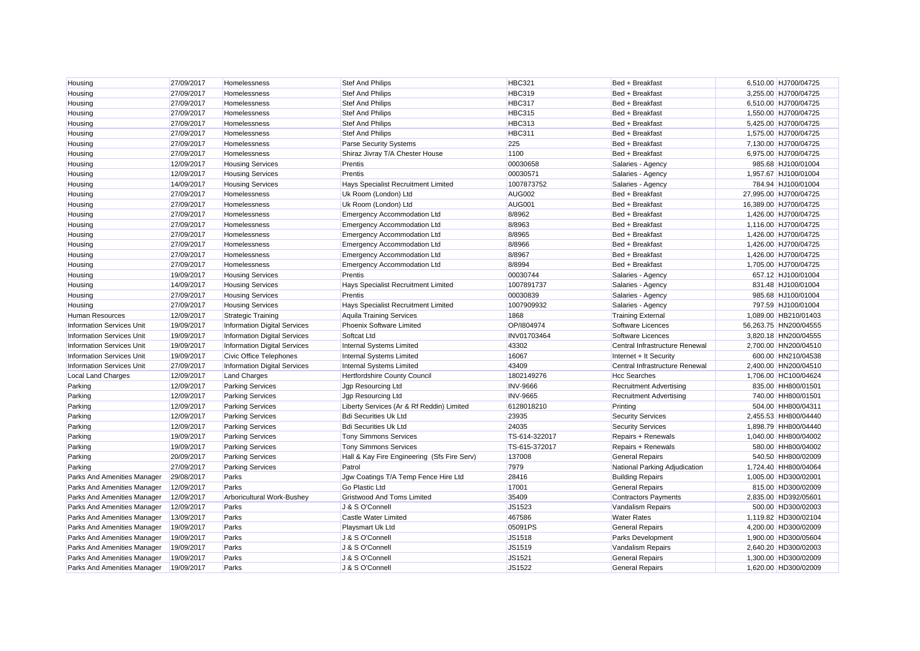| | | | | | | | |
|---|---|---|---|---|---|---|---|
| Housing | 27/09/2017 | Homelessness | Stef And Philips | HBC321 | Bed + Breakfast | 6,510.00 | HJ700/04725 |
| Housing | 27/09/2017 | Homelessness | Stef And Philips | HBC319 | Bed + Breakfast | 3,255.00 | HJ700/04725 |
| Housing | 27/09/2017 | Homelessness | Stef And Philips | HBC317 | Bed + Breakfast | 6,510.00 | HJ700/04725 |
| Housing | 27/09/2017 | Homelessness | Stef And Philips | HBC315 | Bed + Breakfast | 1,550.00 | HJ700/04725 |
| Housing | 27/09/2017 | Homelessness | Stef And Philips | HBC313 | Bed + Breakfast | 5,425.00 | HJ700/04725 |
| Housing | 27/09/2017 | Homelessness | Stef And Philips | HBC311 | Bed + Breakfast | 1,575.00 | HJ700/04725 |
| Housing | 27/09/2017 | Homelessness | Parse Security Systems | 225 | Bed + Breakfast | 7,130.00 | HJ700/04725 |
| Housing | 27/09/2017 | Homelessness | Shiraz Jivray T/A Chester House | 1100 | Bed + Breakfast | 6,975.00 | HJ700/04725 |
| Housing | 12/09/2017 | Housing Services | Prentis | 00030658 | Salaries - Agency | 985.68 | HJ100/01004 |
| Housing | 12/09/2017 | Housing Services | Prentis | 00030571 | Salaries - Agency | 1,957.67 | HJ100/01004 |
| Housing | 14/09/2017 | Housing Services | Hays Specialist Recruitment Limited | 1007873752 | Salaries - Agency | 784.94 | HJ100/01004 |
| Housing | 27/09/2017 | Homelessness | Uk Room (London) Ltd | AUG002 | Bed + Breakfast | 27,995.00 | HJ700/04725 |
| Housing | 27/09/2017 | Homelessness | Uk Room (London) Ltd | AUG001 | Bed + Breakfast | 16,389.00 | HJ700/04725 |
| Housing | 27/09/2017 | Homelessness | Emergency Accommodation Ltd | 8/8962 | Bed + Breakfast | 1,426.00 | HJ700/04725 |
| Housing | 27/09/2017 | Homelessness | Emergency Accommodation Ltd | 8/8963 | Bed + Breakfast | 1,116.00 | HJ700/04725 |
| Housing | 27/09/2017 | Homelessness | Emergency Accommodation Ltd | 8/8965 | Bed + Breakfast | 1,426.00 | HJ700/04725 |
| Housing | 27/09/2017 | Homelessness | Emergency Accommodation Ltd | 8/8966 | Bed + Breakfast | 1,426.00 | HJ700/04725 |
| Housing | 27/09/2017 | Homelessness | Emergency Accommodation Ltd | 8/8967 | Bed + Breakfast | 1,426.00 | HJ700/04725 |
| Housing | 27/09/2017 | Homelessness | Emergency Accommodation Ltd | 8/8994 | Bed + Breakfast | 1,705.00 | HJ700/04725 |
| Housing | 19/09/2017 | Housing Services | Prentis | 00030744 | Salaries - Agency | 657.12 | HJ100/01004 |
| Housing | 14/09/2017 | Housing Services | Hays Specialist Recruitment Limited | 1007891737 | Salaries - Agency | 831.48 | HJ100/01004 |
| Housing | 27/09/2017 | Housing Services | Prentis | 00030839 | Salaries - Agency | 985.68 | HJ100/01004 |
| Housing | 27/09/2017 | Housing Services | Hays Specialist Recruitment Limited | 1007909932 | Salaries - Agency | 797.59 | HJ100/01004 |
| Human Resources | 12/09/2017 | Strategic Training | Aquila Training Services | 1868 | Training External | 1,089.00 | HB210/01403 |
| Information Services Unit | 19/09/2017 | Information Digital Services | Phoenix Software Limited | OP/I804974 | Software Licences | 56,263.75 | HN200/04555 |
| Information Services Unit | 19/09/2017 | Information Digital Services | Softcat Ltd | INV01703464 | Software Licences | 3,820.18 | HN200/04555 |
| Information Services Unit | 19/09/2017 | Information Digital Services | Internal Systems Limited | 43302 | Central Infrastructure Renewal | 2,700.00 | HN200/04510 |
| Information Services Unit | 19/09/2017 | Civic Office Telephones | Internal Systems Limited | 16067 | Internet + It Security | 600.00 | HN210/04538 |
| Information Services Unit | 27/09/2017 | Information Digital Services | Internal Systems Limited | 43409 | Central Infrastructure Renewal | 2,400.00 | HN200/04510 |
| Local Land Charges | 12/09/2017 | Land Charges | Hertfordshire County Council | 1802149276 | Hcc Searches | 1,706.00 | HC100/04624 |
| Parking | 12/09/2017 | Parking Services | Jgp Resourcing Ltd | INV-9666 | Recruitment Advertising | 835.00 | HH800/01501 |
| Parking | 12/09/2017 | Parking Services | Jgp Resourcing Ltd | INV-9665 | Recruitment Advertising | 740.00 | HH800/01501 |
| Parking | 12/09/2017 | Parking Services | Liberty Services (Ar & Rf Reddin) Limited | 6128018210 | Printing | 504.00 | HH800/04311 |
| Parking | 12/09/2017 | Parking Services | Bdi Securities Uk Ltd | 23935 | Security Services | 2,455.53 | HH800/04440 |
| Parking | 12/09/2017 | Parking Services | Bdi Securities Uk Ltd | 24035 | Security Services | 1,898.79 | HH800/04440 |
| Parking | 19/09/2017 | Parking Services | Tony Simmons Services | TS-614-322017 | Repairs + Renewals | 1,040.00 | HH800/04002 |
| Parking | 19/09/2017 | Parking Services | Tony Simmons Services | TS-615-372017 | Repairs + Renewals | 580.00 | HH800/04002 |
| Parking | 20/09/2017 | Parking Services | Hall & Kay Fire Engineering (Sfs Fire Serv) | 137008 | General Repairs | 540.50 | HH800/02009 |
| Parking | 27/09/2017 | Parking Services | Patrol | 7979 | National Parking Adjudication | 1,724.40 | HH800/04064 |
| Parks And Amenities Manager | 29/08/2017 | Parks | Jgw Coatings T/A Temp Fence Hire Ltd | 28416 | Building Repairs | 1,005.00 | HD300/02001 |
| Parks And Amenities Manager | 12/09/2017 | Parks | Go Plastic Ltd | 17001 | General Repairs | 815.00 | HD300/02009 |
| Parks And Amenities Manager | 12/09/2017 | Arboricultural Work-Bushey | Gristwood And Toms Limited | 35409 | Contractors Payments | 2,835.00 | HD392/05601 |
| Parks And Amenities Manager | 12/09/2017 | Parks | J & S O'Connell | JS1523 | Vandalism Repairs | 500.00 | HD300/02003 |
| Parks And Amenities Manager | 13/09/2017 | Parks | Castle Water Limited | 467586 | Water Rates | 1,119.82 | HD300/02104 |
| Parks And Amenities Manager | 19/09/2017 | Parks | Playsmart Uk Ltd | 05091PS | General Repairs | 4,200.00 | HD300/02009 |
| Parks And Amenities Manager | 19/09/2017 | Parks | J & S O'Connell | JS1518 | Parks Development | 1,900.00 | HD300/05604 |
| Parks And Amenities Manager | 19/09/2017 | Parks | J & S O'Connell | JS1519 | Vandalism Repairs | 2,640.20 | HD300/02003 |
| Parks And Amenities Manager | 19/09/2017 | Parks | J & S O'Connell | JS1521 | General Repairs | 1,300.00 | HD300/02009 |
| Parks And Amenities Manager | 19/09/2017 | Parks | J & S O'Connell | JS1522 | General Repairs | 1,620.00 | HD300/02009 |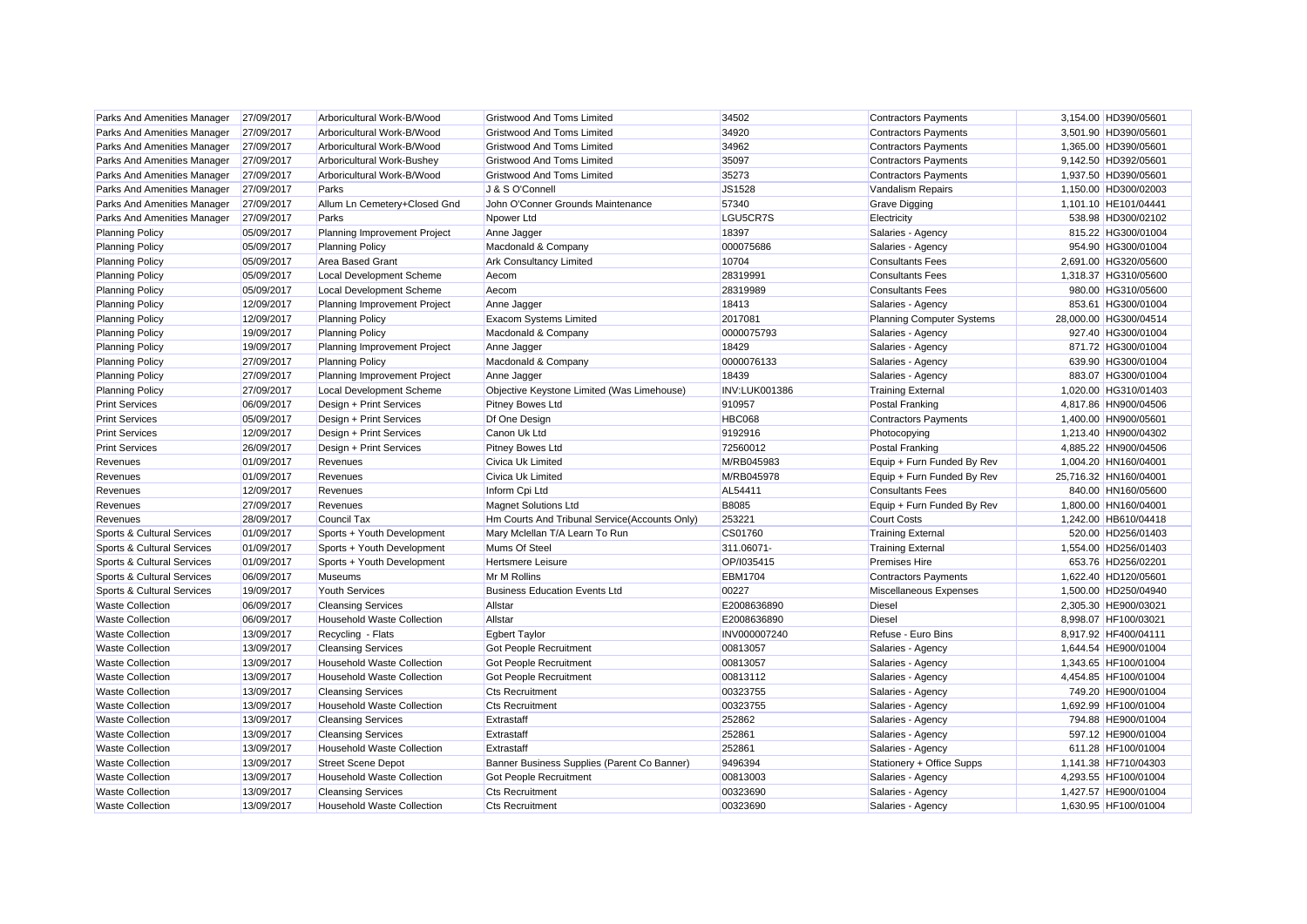| | | | | | | | |
|---|---|---|---|---|---|---|---|
| Parks And Amenities Manager | 27/09/2017 | Arboricultural Work-B/Wood | Gristwood And Toms Limited | 34502 | Contractors Payments | 3,154.00 | HD390/05601 |
| Parks And Amenities Manager | 27/09/2017 | Arboricultural Work-B/Wood | Gristwood And Toms Limited | 34920 | Contractors Payments | 3,501.90 | HD390/05601 |
| Parks And Amenities Manager | 27/09/2017 | Arboricultural Work-B/Wood | Gristwood And Toms Limited | 34962 | Contractors Payments | 1,365.00 | HD390/05601 |
| Parks And Amenities Manager | 27/09/2017 | Arboricultural Work-Bushey | Gristwood And Toms Limited | 35097 | Contractors Payments | 9,142.50 | HD392/05601 |
| Parks And Amenities Manager | 27/09/2017 | Arboricultural Work-B/Wood | Gristwood And Toms Limited | 35273 | Contractors Payments | 1,937.50 | HD390/05601 |
| Parks And Amenities Manager | 27/09/2017 | Parks | J & S O'Connell | JS1528 | Vandalism Repairs | 1,150.00 | HD300/02003 |
| Parks And Amenities Manager | 27/09/2017 | Allum Ln Cemetery+Closed Gnd | John O'Conner Grounds Maintenance | 57340 | Grave Digging | 1,101.10 | HE101/04441 |
| Parks And Amenities Manager | 27/09/2017 | Parks | Npower Ltd | LGU5CR7S | Electricity | 538.98 | HD300/02102 |
| Planning Policy | 05/09/2017 | Planning Improvement Project | Anne Jagger | 18397 | Salaries - Agency | 815.22 | HG300/01004 |
| Planning Policy | 05/09/2017 | Planning Policy | Macdonald & Company | 000075686 | Salaries - Agency | 954.90 | HG300/01004 |
| Planning Policy | 05/09/2017 | Area Based Grant | Ark Consultancy Limited | 10704 | Consultants Fees | 2,691.00 | HG320/05600 |
| Planning Policy | 05/09/2017 | Local Development Scheme | Aecom | 28319991 | Consultants Fees | 1,318.37 | HG310/05600 |
| Planning Policy | 05/09/2017 | Local Development Scheme | Aecom | 28319989 | Consultants Fees | 980.00 | HG310/05600 |
| Planning Policy | 12/09/2017 | Planning Improvement Project | Anne Jagger | 18413 | Salaries - Agency | 853.61 | HG300/01004 |
| Planning Policy | 12/09/2017 | Planning Policy | Exacom Systems Limited | 2017081 | Planning Computer Systems | 28,000.00 | HG300/04514 |
| Planning Policy | 19/09/2017 | Planning Policy | Macdonald & Company | 0000075793 | Salaries - Agency | 927.40 | HG300/01004 |
| Planning Policy | 19/09/2017 | Planning Improvement Project | Anne Jagger | 18429 | Salaries - Agency | 871.72 | HG300/01004 |
| Planning Policy | 27/09/2017 | Planning Policy | Macdonald & Company | 0000076133 | Salaries - Agency | 639.90 | HG300/01004 |
| Planning Policy | 27/09/2017 | Planning Improvement Project | Anne Jagger | 18439 | Salaries - Agency | 883.07 | HG300/01004 |
| Planning Policy | 27/09/2017 | Local Development Scheme | Objective Keystone Limited (Was Limehouse) | INV:LUK001386 | Training External | 1,020.00 | HG310/01403 |
| Print Services | 06/09/2017 | Design + Print Services | Pitney Bowes Ltd | 910957 | Postal Franking | 4,817.86 | HN900/04506 |
| Print Services | 05/09/2017 | Design + Print Services | Df One Design | HBC068 | Contractors Payments | 1,400.00 | HN900/05601 |
| Print Services | 12/09/2017 | Design + Print Services | Canon Uk Ltd | 9192916 | Photocopying | 1,213.40 | HN900/04302 |
| Print Services | 26/09/2017 | Design + Print Services | Pitney Bowes Ltd | 72560012 | Postal Franking | 4,885.22 | HN900/04506 |
| Revenues | 01/09/2017 | Revenues | Civica Uk Limited | M/RB045983 | Equip + Furn Funded By Rev | 1,004.20 | HN160/04001 |
| Revenues | 01/09/2017 | Revenues | Civica Uk Limited | M/RB045978 | Equip + Furn Funded By Rev | 25,716.32 | HN160/04001 |
| Revenues | 12/09/2017 | Revenues | Inform Cpi Ltd | AL54411 | Consultants Fees | 840.00 | HN160/05600 |
| Revenues | 27/09/2017 | Revenues | Magnet Solutions Ltd | B8085 | Equip + Furn Funded By Rev | 1,800.00 | HN160/04001 |
| Revenues | 28/09/2017 | Council Tax | Hm Courts And Tribunal Service(Accounts Only) | 253221 | Court Costs | 1,242.00 | HB610/04418 |
| Sports & Cultural Services | 01/09/2017 | Sports + Youth Development | Mary Mclellan T/A Learn To Run | CS01760 | Training External | 520.00 | HD256/01403 |
| Sports & Cultural Services | 01/09/2017 | Sports + Youth Development | Mums Of Steel | 311.06071- | Training External | 1,554.00 | HD256/01403 |
| Sports & Cultural Services | 01/09/2017 | Sports + Youth Development | Hertsmere Leisure | OP/I035415 | Premises Hire | 653.76 | HD256/02201 |
| Sports & Cultural Services | 06/09/2017 | Museums | Mr M Rollins | EBM1704 | Contractors Payments | 1,622.40 | HD120/05601 |
| Sports & Cultural Services | 19/09/2017 | Youth Services | Business Education Events Ltd | 00227 | Miscellaneous Expenses | 1,500.00 | HD250/04940 |
| Waste Collection | 06/09/2017 | Cleansing Services | Allstar | E2008636890 | Diesel | 2,305.30 | HE900/03021 |
| Waste Collection | 06/09/2017 | Household Waste Collection | Allstar | E2008636890 | Diesel | 8,998.07 | HF100/03021 |
| Waste Collection | 13/09/2017 | Recycling - Flats | Egbert Taylor | INV000007240 | Refuse - Euro Bins | 8,917.92 | HF400/04111 |
| Waste Collection | 13/09/2017 | Cleansing Services | Got People Recruitment | 00813057 | Salaries - Agency | 1,644.54 | HE900/01004 |
| Waste Collection | 13/09/2017 | Household Waste Collection | Got People Recruitment | 00813057 | Salaries - Agency | 1,343.65 | HF100/01004 |
| Waste Collection | 13/09/2017 | Household Waste Collection | Got People Recruitment | 00813112 | Salaries - Agency | 4,454.85 | HF100/01004 |
| Waste Collection | 13/09/2017 | Cleansing Services | Cts Recruitment | 00323755 | Salaries - Agency | 749.20 | HE900/01004 |
| Waste Collection | 13/09/2017 | Household Waste Collection | Cts Recruitment | 00323755 | Salaries - Agency | 1,692.99 | HF100/01004 |
| Waste Collection | 13/09/2017 | Cleansing Services | Extrastaff | 252862 | Salaries - Agency | 794.88 | HE900/01004 |
| Waste Collection | 13/09/2017 | Cleansing Services | Extrastaff | 252861 | Salaries - Agency | 597.12 | HE900/01004 |
| Waste Collection | 13/09/2017 | Household Waste Collection | Extrastaff | 252861 | Salaries - Agency | 611.28 | HF100/01004 |
| Waste Collection | 13/09/2017 | Street Scene Depot | Banner Business Supplies (Parent Co Banner) | 9496394 | Stationery + Office Supps | 1,141.38 | HF710/04303 |
| Waste Collection | 13/09/2017 | Household Waste Collection | Got People Recruitment | 00813003 | Salaries - Agency | 4,293.55 | HF100/01004 |
| Waste Collection | 13/09/2017 | Cleansing Services | Cts Recruitment | 00323690 | Salaries - Agency | 1,427.57 | HE900/01004 |
| Waste Collection | 13/09/2017 | Household Waste Collection | Cts Recruitment | 00323690 | Salaries - Agency | 1,630.95 | HF100/01004 |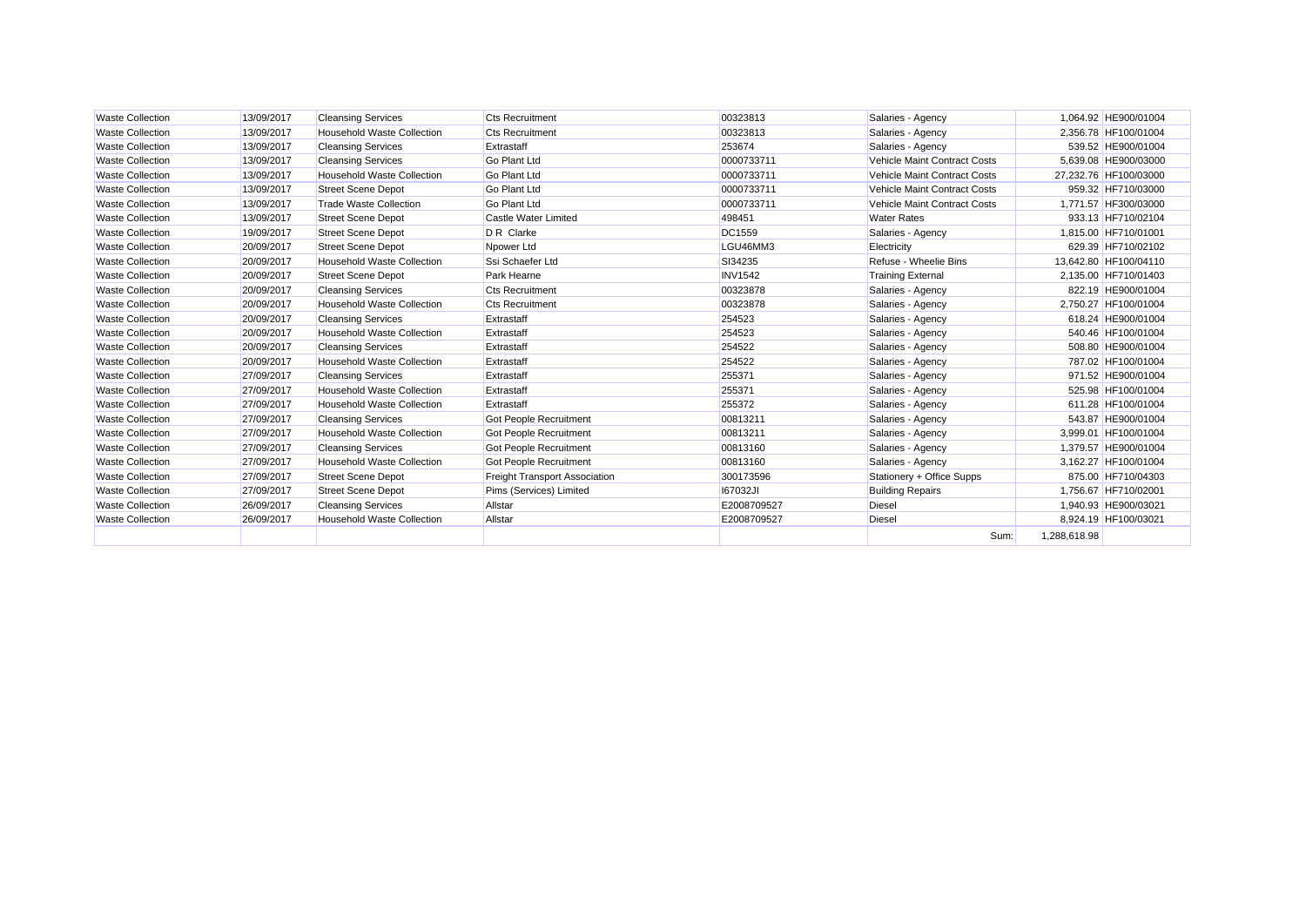| | | | | | | | |
|---|---|---|---|---|---|---|---|
| Waste Collection | 13/09/2017 | Cleansing Services | Cts Recruitment | 00323813 | Salaries - Agency | 1,064.92 | HE900/01004 |
| Waste Collection | 13/09/2017 | Household Waste Collection | Cts Recruitment | 00323813 | Salaries - Agency | 2,356.78 | HF100/01004 |
| Waste Collection | 13/09/2017 | Cleansing Services | Extrastaff | 253674 | Salaries - Agency | 539.52 | HE900/01004 |
| Waste Collection | 13/09/2017 | Cleansing Services | Go Plant Ltd | 0000733711 | Vehicle Maint Contract Costs | 5,639.08 | HE900/03000 |
| Waste Collection | 13/09/2017 | Household Waste Collection | Go Plant Ltd | 0000733711 | Vehicle Maint Contract Costs | 27,232.76 | HF100/03000 |
| Waste Collection | 13/09/2017 | Street Scene Depot | Go Plant Ltd | 0000733711 | Vehicle Maint Contract Costs | 959.32 | HF710/03000 |
| Waste Collection | 13/09/2017 | Trade Waste Collection | Go Plant Ltd | 0000733711 | Vehicle Maint Contract Costs | 1,771.57 | HF300/03000 |
| Waste Collection | 13/09/2017 | Street Scene Depot | Castle Water Limited | 498451 | Water Rates | 933.13 | HF710/02104 |
| Waste Collection | 19/09/2017 | Street Scene Depot | D R Clarke | DC1559 | Salaries - Agency | 1,815.00 | HF710/01001 |
| Waste Collection | 20/09/2017 | Street Scene Depot | Npower Ltd | LGU46MM3 | Electricity | 629.39 | HF710/02102 |
| Waste Collection | 20/09/2017 | Household Waste Collection | Ssi Schaefer Ltd | SI34235 | Refuse - Wheelie Bins | 13,642.80 | HF100/04110 |
| Waste Collection | 20/09/2017 | Street Scene Depot | Park Hearne | INV1542 | Training External | 2,135.00 | HF710/01403 |
| Waste Collection | 20/09/2017 | Cleansing Services | Cts Recruitment | 00323878 | Salaries - Agency | 822.19 | HE900/01004 |
| Waste Collection | 20/09/2017 | Household Waste Collection | Cts Recruitment | 00323878 | Salaries - Agency | 2,750.27 | HF100/01004 |
| Waste Collection | 20/09/2017 | Cleansing Services | Extrastaff | 254523 | Salaries - Agency | 618.24 | HE900/01004 |
| Waste Collection | 20/09/2017 | Household Waste Collection | Extrastaff | 254523 | Salaries - Agency | 540.46 | HF100/01004 |
| Waste Collection | 20/09/2017 | Cleansing Services | Extrastaff | 254522 | Salaries - Agency | 508.80 | HE900/01004 |
| Waste Collection | 20/09/2017 | Household Waste Collection | Extrastaff | 254522 | Salaries - Agency | 787.02 | HF100/01004 |
| Waste Collection | 27/09/2017 | Cleansing Services | Extrastaff | 255371 | Salaries - Agency | 971.52 | HE900/01004 |
| Waste Collection | 27/09/2017 | Household Waste Collection | Extrastaff | 255371 | Salaries - Agency | 525.98 | HF100/01004 |
| Waste Collection | 27/09/2017 | Household Waste Collection | Extrastaff | 255372 | Salaries - Agency | 611.28 | HF100/01004 |
| Waste Collection | 27/09/2017 | Cleansing Services | Got People Recruitment | 00813211 | Salaries - Agency | 543.87 | HE900/01004 |
| Waste Collection | 27/09/2017 | Household Waste Collection | Got People Recruitment | 00813211 | Salaries - Agency | 3,999.01 | HF100/01004 |
| Waste Collection | 27/09/2017 | Cleansing Services | Got People Recruitment | 00813160 | Salaries - Agency | 1,379.57 | HE900/01004 |
| Waste Collection | 27/09/2017 | Household Waste Collection | Got People Recruitment | 00813160 | Salaries - Agency | 3,162.27 | HF100/01004 |
| Waste Collection | 27/09/2017 | Street Scene Depot | Freight Transport Association | 300173596 | Stationery + Office Supps | 875.00 | HF710/04303 |
| Waste Collection | 27/09/2017 | Street Scene Depot | Pims (Services) Limited | I67032JI | Building Repairs | 1,756.67 | HF710/02001 |
| Waste Collection | 26/09/2017 | Cleansing Services | Allstar | E2008709527 | Diesel | 1,940.93 | HE900/03021 |
| Waste Collection | 26/09/2017 | Household Waste Collection | Allstar | E2008709527 | Diesel | 8,924.19 | HF100/03021 |
| | | | | | Sum: | 1,288,618.98 | |